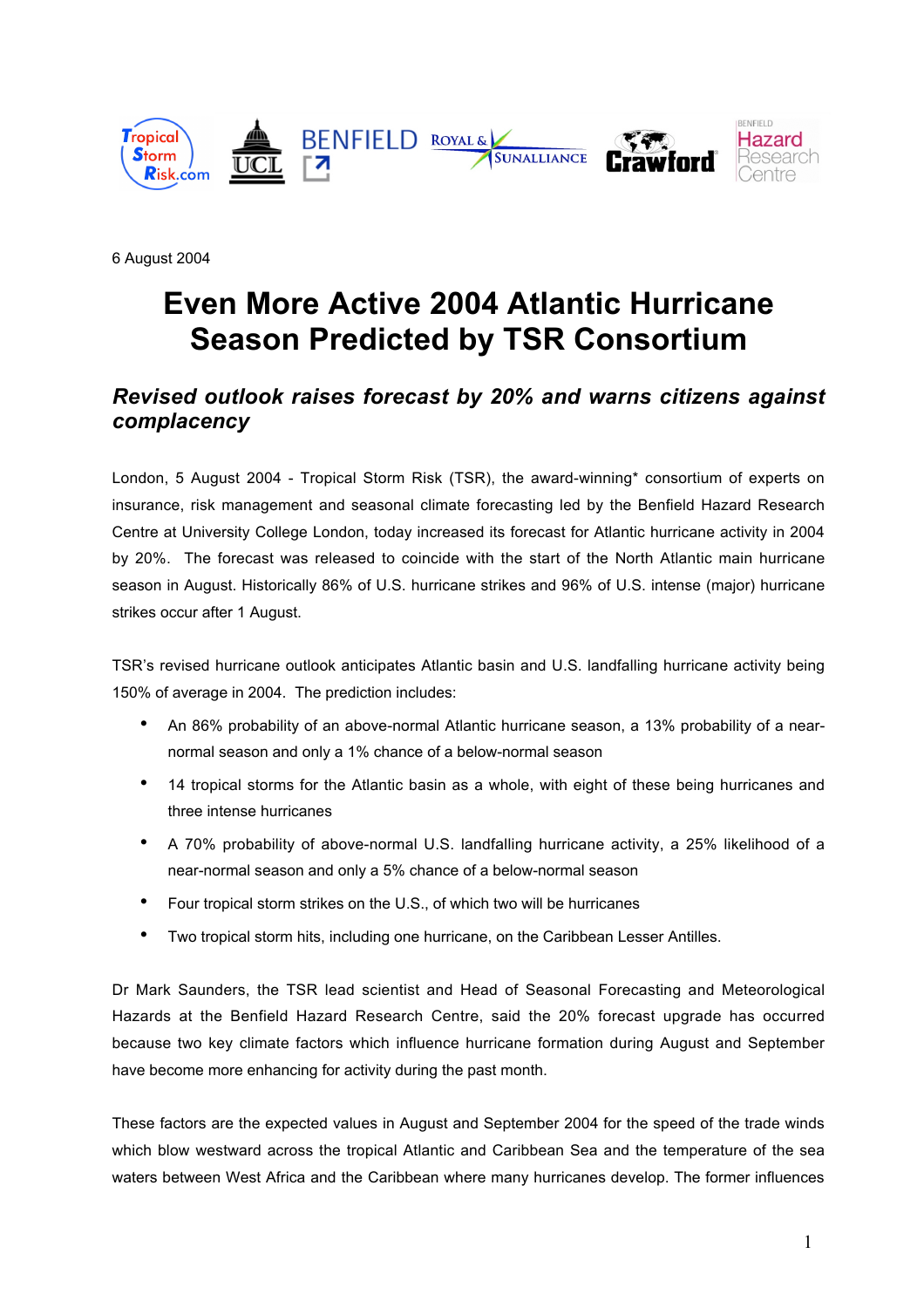6 August 2004

# Even More Active 2004 Atlantic Hurricane Season Predicted by TSR Consortium

## *Revised outlook raises forecast by 20% and warns citizens against complacency*

London, 5 August 2004 - Tropical Storm Risk (TSR), the award-winning* consortium of experts on insurance, risk management and seasonal climate forecasting led by the Benfield Hazard Research Centre at University College London, today increased its forecast for Atlantic hurricane activity in 2004 by 20%. The forecast was released to coincide with the start of the North Atlantic main hurricane season in August. Historically 86% of U.S. hurricane strikes and 96% of U.S. intense (major) hurricane strikes occur after 1 August.

TSR's revised hurricane outlook anticipates Atlantic basin and U.S. landfalling hurricane activity being 150% of average in 2004. The prediction includes:

- An 86% probability of an above-normal Atlantic hurricane season, a 13% probability of a near-normal season and only a 1% chance of a below-normal season
- 14 tropical storms for the Atlantic basin as a whole, with eight of these being hurricanes and three intense hurricanes
- A 70% probability of above-normal U.S. landfalling hurricane activity, a 25% likelihood of a near-normal season and only a 5% chance of a below-normal season
- Four tropical storm strikes on the U.S., of which two will be hurricanes
- Two tropical storm hits, including one hurricane, on the Caribbean Lesser Antilles.

Dr Mark Saunders, the TSR lead scientist and Head of Seasonal Forecasting and Meteorological Hazards at the Benfield Hazard Research Centre, said the 20% forecast upgrade has occurred because two key climate factors which influence hurricane formation during August and September have become more enhancing for activity during the past month.

These factors are the expected values in August and September 2004 for the speed of the trade winds which blow westward across the tropical Atlantic and Caribbean Sea and the temperature of the sea waters between West Africa and the Caribbean where many hurricanes develop. The former influences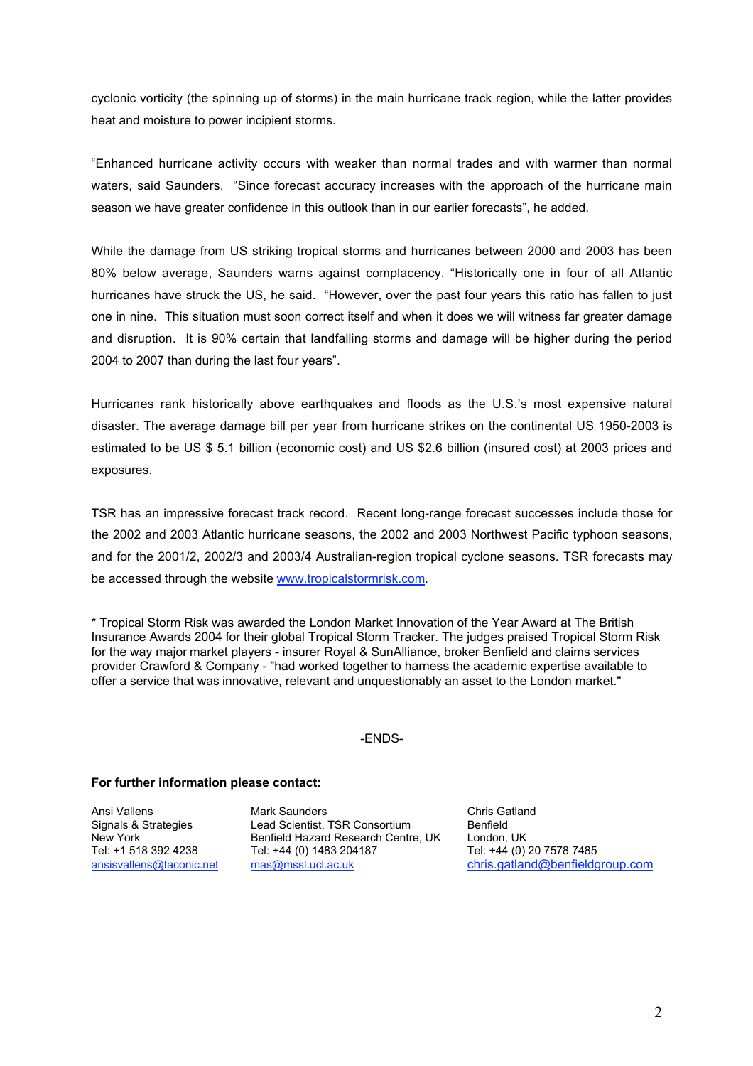cyclonic vorticity (the spinning up of storms) in the main hurricane track region, while the latter provides heat and moisture to power incipient storms.

“Enhanced hurricane activity occurs with weaker than normal trades and with warmer than normal waters, said Saunders. “Since forecast accuracy increases with the approach of the hurricane main season we have greater confidence in this outlook than in our earlier forecasts”, he added.

While the damage from US striking tropical storms and hurricanes between 2000 and 2003 has been 80% below average, Saunders warns against complacency. “Historically one in four of all Atlantic hurricanes have struck the US, he said. “However, over the past four years this ratio has fallen to just one in nine. This situation must soon correct itself and when it does we will witness far greater damage and disruption. It is 90% certain that landfalling storms and damage will be higher during the period 2004 to 2007 than during the last four years”.

Hurricanes rank historically above earthquakes and floods as the U.S.’s most expensive natural disaster. The average damage bill per year from hurricane strikes on the continental US 1950-2003 is estimated to be US $ 5.1 billion (economic cost) and US $2.6 billion (insured cost) at 2003 prices and exposures.

TSR has an impressive forecast track record. Recent long-range forecast successes include those for the 2002 and 2003 Atlantic hurricane seasons, the 2002 and 2003 Northwest Pacific typhoon seasons, and for the 2001/2, 2002/3 and 2003/4 Australian-region tropical cyclone seasons. TSR forecasts may be accessed through the website www.tropicalstormrisk.com.

* Tropical Storm Risk was awarded the London Market Innovation of the Year Award at The British Insurance Awards 2004 for their global Tropical Storm Tracker. The judges praised Tropical Storm Risk for the way major market players - insurer Royal & SunAlliance, broker Benfield and claims services provider Crawford & Company - "had worked together to harness the academic expertise available to offer a service that was innovative, relevant and unquestionably an asset to the London market."

-ENDS-

**For further information please contact:**

Ansi Vallens
Signals & Strategies
New York
Tel: +1 518 392 4238
ansisvallens@taconic.net

Mark Saunders
Lead Scientist, TSR Consortium
Benfield Hazard Research Centre, UK
Tel: +44 (0) 1483 204187
mas@mssl.ucl.ac.uk

Chris Gatland
Benfield
London, UK
Tel: +44 (0) 20 7578 7485
chris.gatland@benfieldgroup.com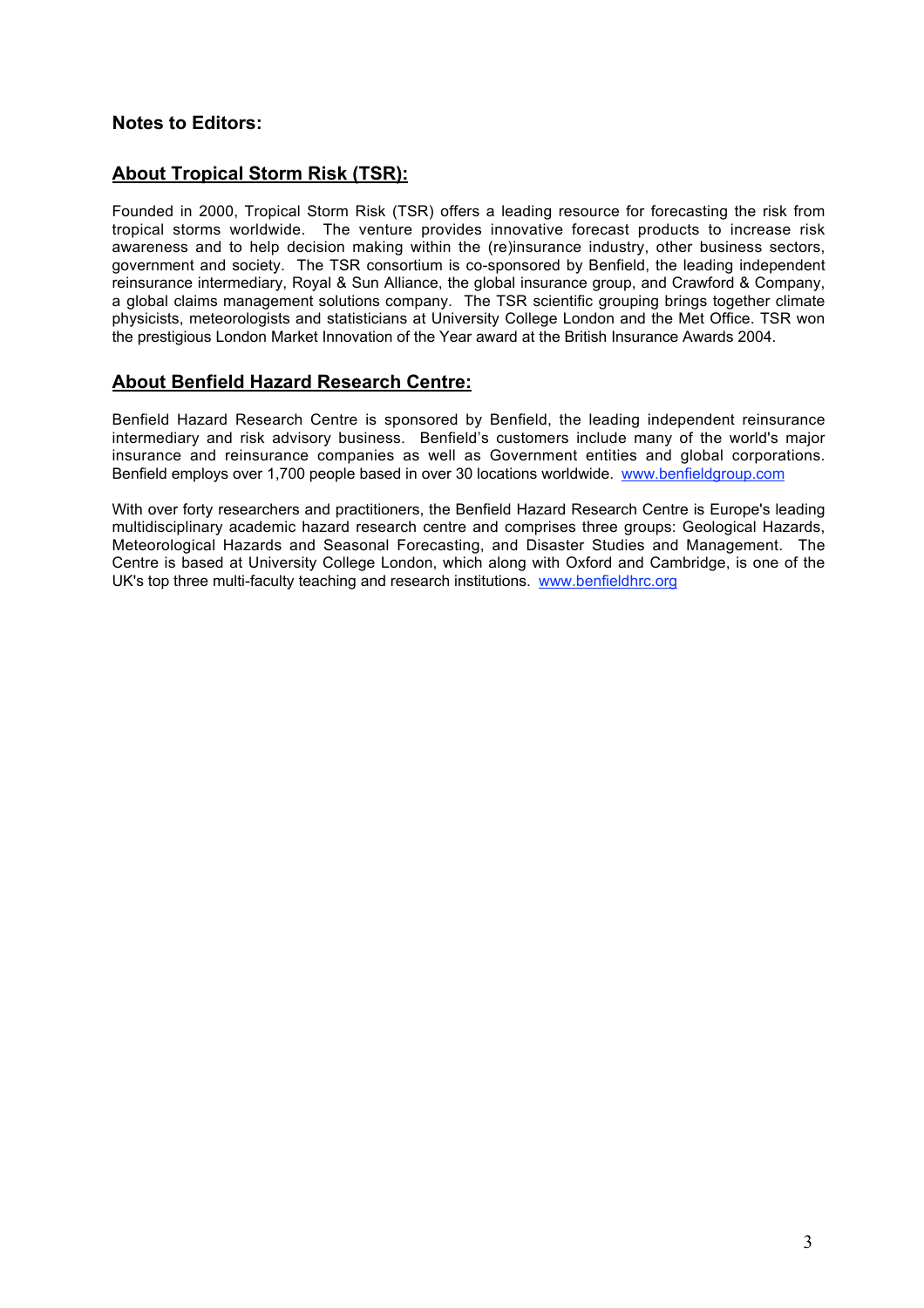**Notes to Editors:**

## About Tropical Storm Risk (TSR):

Founded in 2000, Tropical Storm Risk (TSR) offers a leading resource for forecasting the risk from tropical storms worldwide. The venture provides innovative forecast products to increase risk awareness and to help decision making within the (re)insurance industry, other business sectors, government and society. The TSR consortium is co-sponsored by Benfield, the leading independent reinsurance intermediary, Royal & Sun Alliance, the global insurance group, and Crawford & Company, a global claims management solutions company. The TSR scientific grouping brings together climate physicists, meteorologists and statisticians at University College London and the Met Office. TSR won the prestigious London Market Innovation of the Year award at the British Insurance Awards 2004.

## About Benfield Hazard Research Centre:

Benfield Hazard Research Centre is sponsored by Benfield, the leading independent reinsurance intermediary and risk advisory business. Benfield's customers include many of the world's major insurance and reinsurance companies as well as Government entities and global corporations. Benfield employs over 1,700 people based in over 30 locations worldwide. [www.benfieldgroup.com](http://www.benfieldgroup.com)

With over forty researchers and practitioners, the Benfield Hazard Research Centre is Europe's leading multidisciplinary academic hazard research centre and comprises three groups: Geological Hazards, Meteorological Hazards and Seasonal Forecasting, and Disaster Studies and Management. The Centre is based at University College London, which along with Oxford and Cambridge, is one of the UK's top three multi-faculty teaching and research institutions. [www.benfieldhrc.org](http://www.benfieldhrc.org)